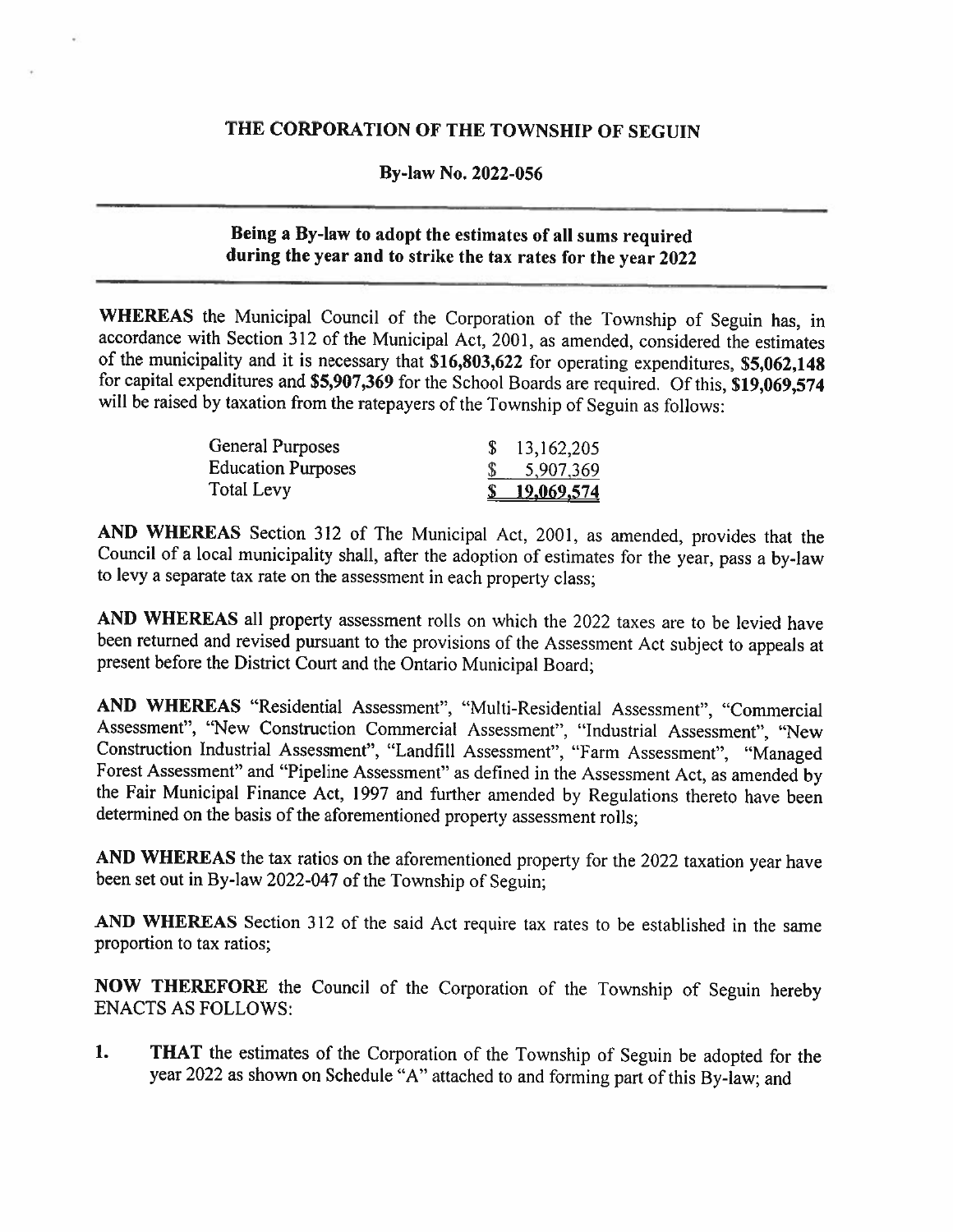# THE CORPORATION OF THE TOWNSHIP OF SEGUIN

## By-law No. 2022-056

### Being a By-law to adopt the estimates of all sums required during the year and to strike the tax rates for the year 2022

**WHEREAS** the Municipal Council of the Corporation of the Township of Seguin has, in accordance with Section 312 of the Municipal Act, 2001, as amended, considered the estimates of the municipality and it is necessary that **$16,803,622** for operating expenditures, **$5,062,148** for capital expenditures and **$5,907,369** for the School Boards are required. Of this, **$19,069,574** will be raised by taxation from the ratepayers of the Township of Seguin as follows:

| | |
|---|---|
| General Purposes | $ 13,162,205 |
| Education Purposes | $ 5,907,369 |
| Total Levy | **$ 19,069,574** |

**AND WHEREAS** Section 312 of The Municipal Act, 2001, as amended, provides that the Council of a local municipality shall, after the adoption of estimates for the year, pass a by-law to levy a separate tax rate on the assessment in each property class;

**AND WHEREAS** all property assessment rolls on which the 2022 taxes are to be levied have been returned and revised pursuant to the provisions of the Assessment Act subject to appeals at present before the District Court and the Ontario Municipal Board;

**AND WHEREAS** "Residential Assessment", "Multi-Residential Assessment", "Commercial Assessment", "New Construction Commercial Assessment", "Industrial Assessment", "New Construction Industrial Assessment", "Landfill Assessment", "Farm Assessment", "Managed Forest Assessment" and "Pipeline Assessment" as defined in the Assessment Act, as amended by the Fair Municipal Finance Act, 1997 and further amended by Regulations thereto have been determined on the basis of the aforementioned property assessment rolls;

**AND WHEREAS** the tax ratios on the aforementioned property for the 2022 taxation year have been set out in By-law 2022-047 of the Township of Seguin;

**AND WHEREAS** Section 312 of the said Act require tax rates to be established in the same proportion to tax ratios;

**NOW THEREFORE** the Council of the Corporation of the Township of Seguin hereby ENACTS AS FOLLOWS:

1. **THAT** the estimates of the Corporation of the Township of Seguin be adopted for the year 2022 as shown on Schedule "A" attached to and forming part of this By-law; and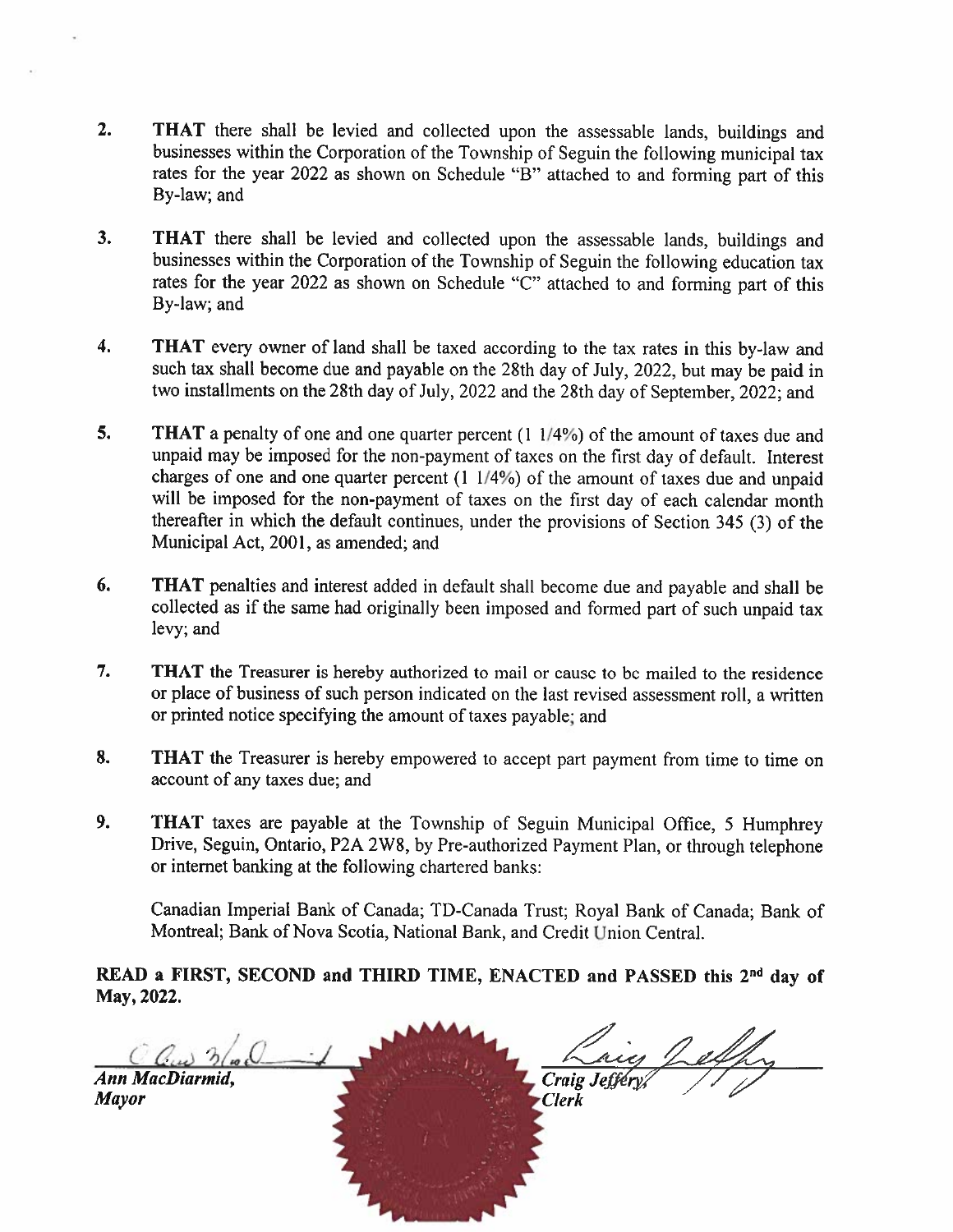2. **THAT** there shall be levied and collected upon the assessable lands, buildings and businesses within the Corporation of the Township of Seguin the following municipal tax rates for the year 2022 as shown on Schedule "B" attached to and forming part of this By-law; and

3. **THAT** there shall be levied and collected upon the assessable lands, buildings and businesses within the Corporation of the Township of Seguin the following education tax rates for the year 2022 as shown on Schedule "C" attached to and forming part of this By-law; and

4. **THAT** every owner of land shall be taxed according to the tax rates in this by-law and such tax shall become due and payable on the 28th day of July, 2022, but may be paid in two installments on the 28th day of July, 2022 and the 28th day of September, 2022; and

5. **THAT** a penalty of one and one quarter percent (1 1/4%) of the amount of taxes due and unpaid may be imposed for the non-payment of taxes on the first day of default. Interest charges of one and one quarter percent (1 1/4%) of the amount of taxes due and unpaid will be imposed for the non-payment of taxes on the first day of each calendar month thereafter in which the default continues, under the provisions of Section 345 (3) of the Municipal Act, 2001, as amended; and

6. **THAT** penalties and interest added in default shall become due and payable and shall be collected as if the same had originally been imposed and formed part of such unpaid tax levy; and

7. **THAT** the Treasurer is hereby authorized to mail or cause to be mailed to the residence or place of business of such person indicated on the last revised assessment roll, a written or printed notice specifying the amount of taxes payable; and

8. **THAT** the Treasurer is hereby empowered to accept part payment from time to time on account of any taxes due; and

9. **THAT** taxes are payable at the Township of Seguin Municipal Office, 5 Humphrey Drive, Seguin, Ontario, P2A 2W8, by Pre-authorized Payment Plan, or through telephone or internet banking at the following chartered banks:

   Canadian Imperial Bank of Canada; TD-Canada Trust; Royal Bank of Canada; Bank of Montreal; Bank of Nova Scotia, National Bank, and Credit Union Central.

**READ a FIRST, SECOND and THIRD TIME, ENACTED and PASSED this 2nd day of May, 2022.**

***Ann MacDiarmid,***
***Mayor***

***Craig Jeffery,***
***Clerk***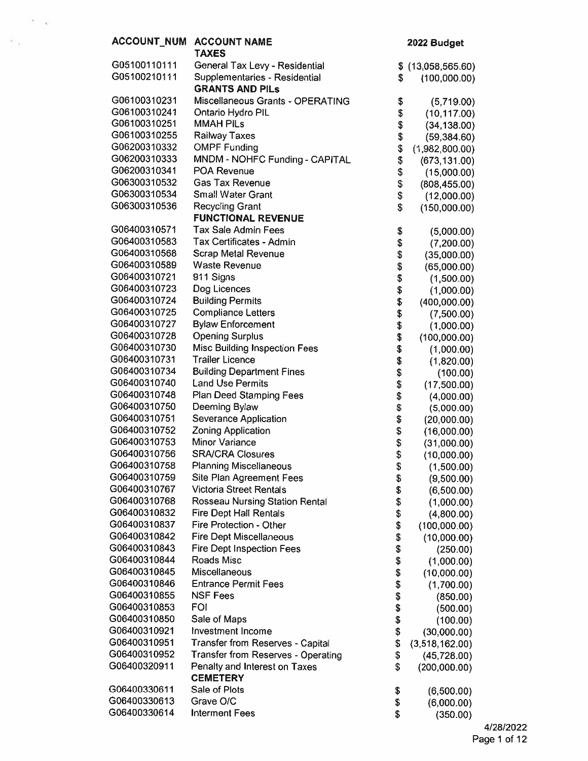| ACCOUNT_NUM | ACCOUNT NAME | 2022 Budget |
| --- | --- | --- |
| | **TAXES** | |
| G05100110111 | General Tax Levy - Residential | $ (13,058,565.60) |
| G05100210111 | Supplementaries - Residential | $ (100,000.00) |
| | **GRANTS AND PILs** | |
| G06100310231 | Miscellaneous Grants - OPERATING | $ (5,719.00) |
| G06100310241 | Ontario Hydro PIL | $ (10,117.00) |
| G06100310251 | MMAH PILs | $ (34,138.00) |
| G06100310255 | Railway Taxes | $ (59,384.60) |
| G06200310332 | OMPF Funding | $ (1,982,800.00) |
| G06200310333 | MNDM - NOHFC Funding - CAPITAL | $ (673,131.00) |
| G06200310341 | POA Revenue | $ (15,000.00) |
| G06300310532 | Gas Tax Revenue | $ (808,455.00) |
| G06300310534 | Small Water Grant | $ (12,000.00) |
| G06300310536 | Recycling Grant | $ (150,000.00) |
| | **FUNCTIONAL REVENUE** | |
| G06400310571 | Tax Sale Admin Fees | $ (5,000.00) |
| G06400310583 | Tax Certificates - Admin | $ (7,200.00) |
| G06400310568 | Scrap Metal Revenue | $ (35,000.00) |
| G06400310589 | Waste Revenue | $ (65,000.00) |
| G06400310721 | 911 Signs | $ (1,500.00) |
| G06400310723 | Dog Licences | $ (1,000.00) |
| G06400310724 | Building Permits | $ (400,000.00) |
| G06400310725 | Compliance Letters | $ (7,500.00) |
| G06400310727 | Bylaw Enforcement | $ (1,000.00) |
| G06400310728 | Opening Surplus | $ (100,000.00) |
| G06400310730 | Misc Building Inspection Fees | $ (1,000.00) |
| G06400310731 | Trailer Licence | $ (1,820.00) |
| G06400310734 | Building Department Fines | $ (100.00) |
| G06400310740 | Land Use Permits | $ (17,500.00) |
| G06400310748 | Plan Deed Stamping Fees | $ (4,000.00) |
| G06400310750 | Deeming Bylaw | $ (5,000.00) |
| G06400310751 | Severance Application | $ (20,000.00) |
| G06400310752 | Zoning Application | $ (16,000.00) |
| G06400310753 | Minor Variance | $ (31,000.00) |
| G06400310756 | SRA/CRA Closures | $ (10,000.00) |
| G06400310758 | Planning Miscellaneous | $ (1,500.00) |
| G06400310759 | Site Plan Agreement Fees | $ (9,500.00) |
| G06400310767 | Victoria Street Rentals | $ (6,500.00) |
| G06400310768 | Rosseau Nursing Station Rental | $ (1,000.00) |
| G06400310832 | Fire Dept Hall Rentals | $ (4,800.00) |
| G06400310837 | Fire Protection - Other | $ (100,000.00) |
| G06400310842 | Fire Dept Miscellaneous | $ (10,000.00) |
| G06400310843 | Fire Dept Inspection Fees | $ (250.00) |
| G06400310844 | Roads Misc | $ (1,000.00) |
| G06400310845 | Miscellaneous | $ (10,000.00) |
| G06400310846 | Entrance Permit Fees | $ (1,700.00) |
| G06400310855 | NSF Fees | $ (850.00) |
| G06400310853 | FOI | $ (500.00) |
| G06400310850 | Sale of Maps | $ (100.00) |
| G06400310921 | Investment Income | $ (30,000.00) |
| G06400310951 | Transfer from Reserves - Capital | $ (3,518,162.00) |
| G06400310952 | Transfer from Reserves - Operating | $ (45,728.00) |
| G06400320911 | Penalty and Interest on Taxes | $ (200,000.00) |
| | **CEMETERY** | |
| G06400330611 | Sale of Plots | $ (6,500.00) |
| G06400330613 | Grave O/C | $ (6,000.00) |
| G06400330614 | Interment Fees | $ (350.00) |

4/28/2022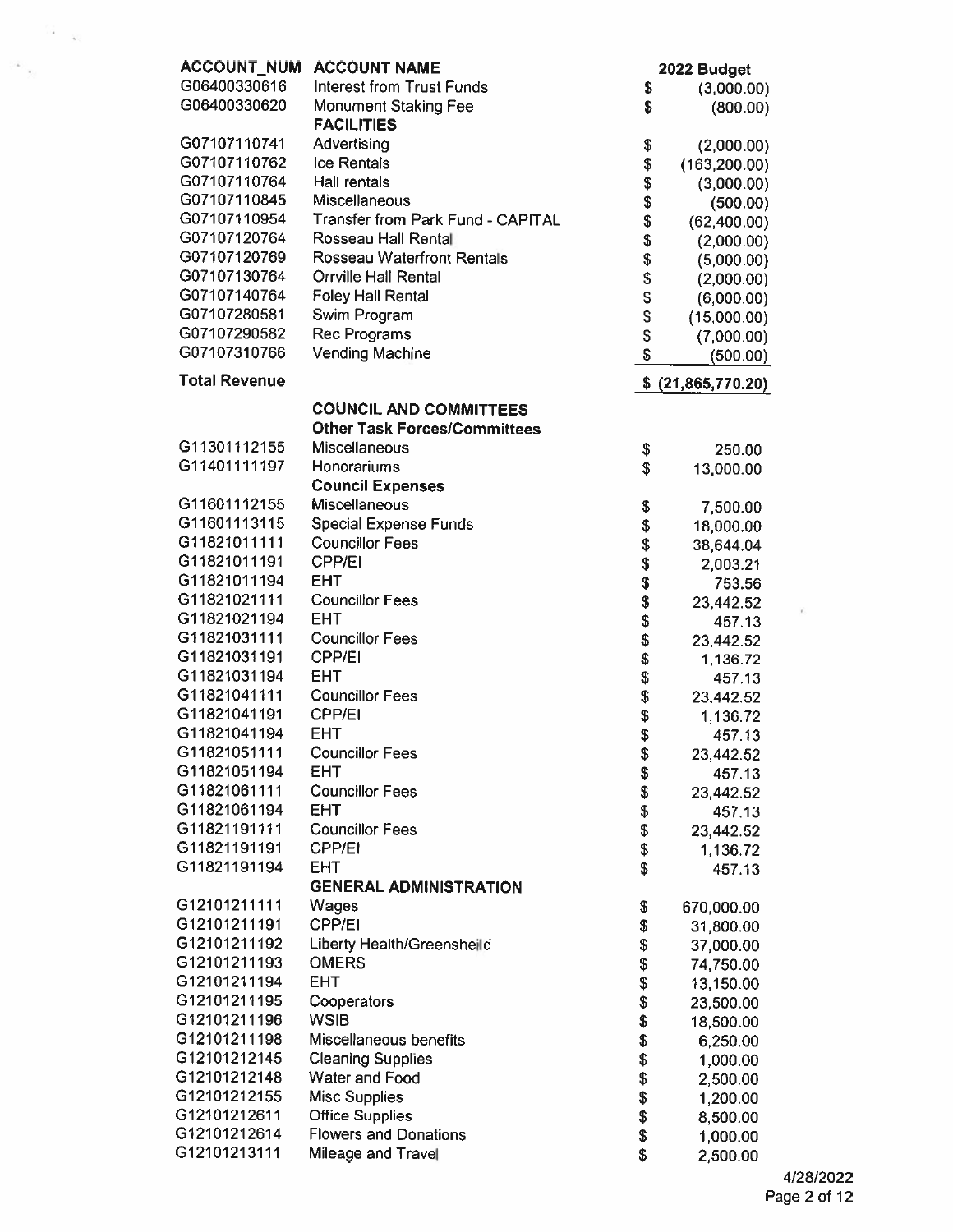| ACCOUNT_NUM | ACCOUNT NAME | 2022 Budget |
|---|---|---|
| G06400330616 | Interest from Trust Funds | $ (3,000.00) |
| G06400330620 | Monument Staking Fee | $ (800.00) |
| | **FACILITIES** | |
| G07107110741 | Advertising | $ (2,000.00) |
| G07107110762 | Ice Rentals | $ (163,200.00) |
| G07107110764 | Hall rentals | $ (3,000.00) |
| G07107110845 | Miscellaneous | $ (500.00) |
| G07107110954 | Transfer from Park Fund - CAPITAL | $ (62,400.00) |
| G07107120764 | Rosseau Hall Rental | $ (2,000.00) |
| G07107120769 | Rosseau Waterfront Rentals | $ (5,000.00) |
| G07107130764 | Orrville Hall Rental | $ (2,000.00) |
| G07107140764 | Foley Hall Rental | $ (6,000.00) |
| G07107280581 | Swim Program | $ (15,000.00) |
| G07107290582 | Rec Programs | $ (7,000.00) |
| G07107310766 | Vending Machine | $ (500.00) |
| **Total Revenue** | | $ (21,865,770.20) |
| | **COUNCIL AND COMMITTEES** | |
| | **Other Task Forces/Committees** | |
| G11301112155 | Miscellaneous | $ 250.00 |
| G11401111197 | Honorariums | $ 13,000.00 |
| | **Council Expenses** | |
| G11601112155 | Miscellaneous | $ 7,500.00 |
| G11601113115 | Special Expense Funds | $ 18,000.00 |
| G11821011111 | Councillor Fees | $ 38,644.04 |
| G11821011191 | CPP/EI | $ 2,003.21 |
| G11821011194 | EHT | $ 753.56 |
| G11821021111 | Councillor Fees | $ 23,442.52 |
| G11821021194 | EHT | $ 457.13 |
| G11821031111 | Councillor Fees | $ 23,442.52 |
| G11821031191 | CPP/EI | $ 1,136.72 |
| G11821031194 | EHT | $ 457.13 |
| G11821041111 | Councillor Fees | $ 23,442.52 |
| G11821041191 | CPP/EI | $ 1,136.72 |
| G11821041194 | EHT | $ 457.13 |
| G11821051111 | Councillor Fees | $ 23,442.52 |
| G11821051194 | EHT | $ 457.13 |
| G11821061111 | Councillor Fees | $ 23,442.52 |
| G11821061194 | EHT | $ 457.13 |
| G11821191111 | Councillor Fees | $ 23,442.52 |
| G11821191191 | CPP/EI | $ 1,136.72 |
| G11821191194 | EHT | $ 457.13 |
| | **GENERAL ADMINISTRATION** | |
| G12101211111 | Wages | $ 670,000.00 |
| G12101211191 | CPP/EI | $ 31,800.00 |
| G12101211192 | Liberty Health/Greensheild | $ 37,000.00 |
| G12101211193 | OMERS | $ 74,750.00 |
| G12101211194 | EHT | $ 13,150.00 |
| G12101211195 | Cooperators | $ 23,500.00 |
| G12101211196 | WSIB | $ 18,500.00 |
| G12101211198 | Miscellaneous benefits | $ 6,250.00 |
| G12101212145 | Cleaning Supplies | $ 1,000.00 |
| G12101212148 | Water and Food | $ 2,500.00 |
| G12101212155 | Misc Supplies | $ 1,200.00 |
| G12101212611 | Office Supplies | $ 8,500.00 |
| G12101212614 | Flowers and Donations | $ 1,000.00 |
| G12101213111 | Mileage and Travel | $ 2,500.00 |

4/28/2022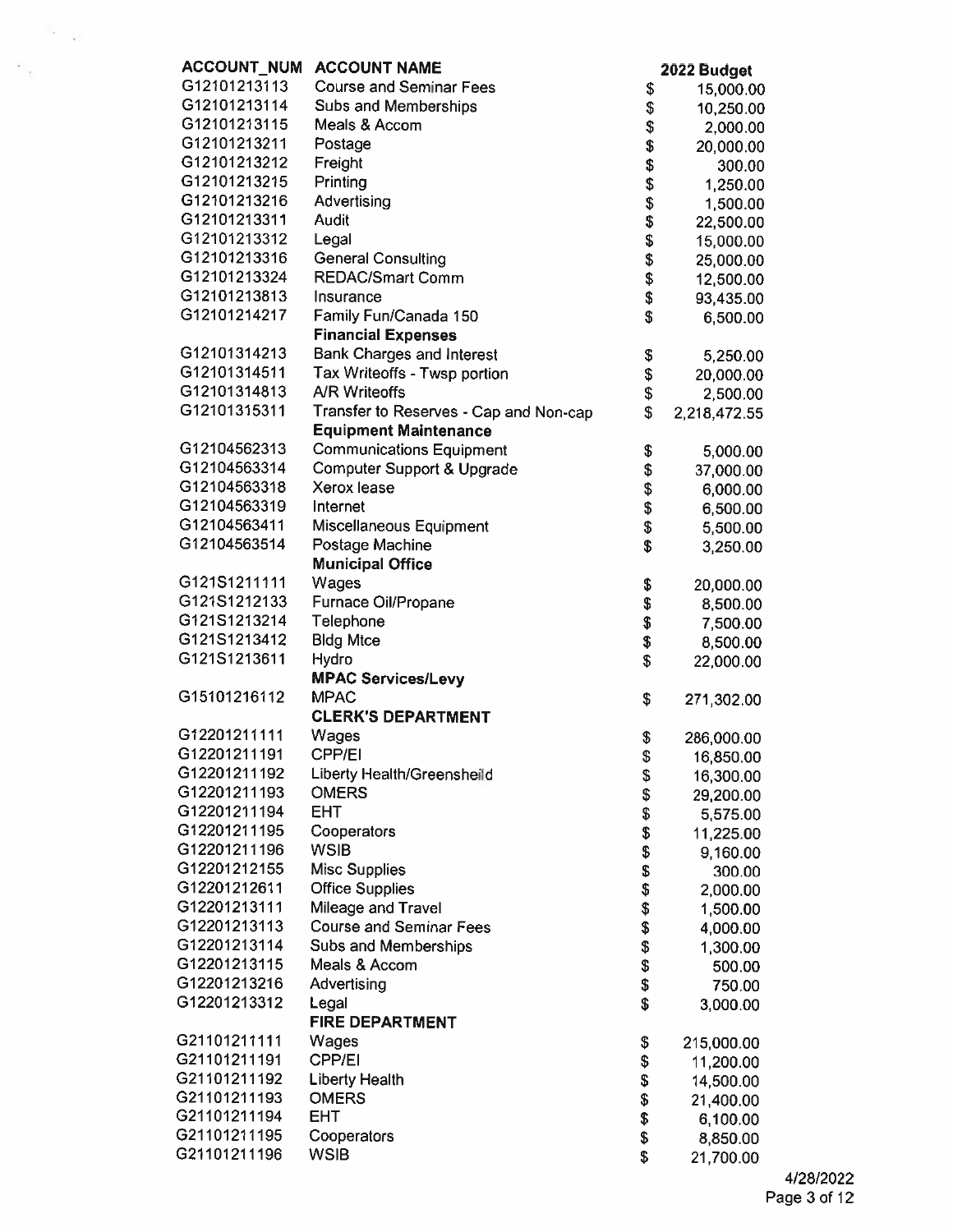| ACCOUNT_NUM | ACCOUNT NAME | 2022 Budget |
|---|---|---|
| G12101213113 | Course and Seminar Fees | $ 15,000.00 |
| G12101213114 | Subs and Memberships | $ 10,250.00 |
| G12101213115 | Meals & Accom | $ 2,000.00 |
| G12101213211 | Postage | $ 20,000.00 |
| G12101213212 | Freight | $ 300.00 |
| G12101213215 | Printing | $ 1,250.00 |
| G12101213216 | Advertising | $ 1,500.00 |
| G12101213311 | Audit | $ 22,500.00 |
| G12101213312 | Legal | $ 15,000.00 |
| G12101213316 | General Consulting | $ 25,000.00 |
| G12101213324 | REDAC/Smart Comm | $ 12,500.00 |
| G12101213813 | Insurance | $ 93,435.00 |
| G12101214217 | Family Fun/Canada 150 | $ 6,500.00 |
| | **Financial Expenses** | |
| G12101314213 | Bank Charges and Interest | $ 5,250.00 |
| G12101314511 | Tax Writeoffs - Twsp portion | $ 20,000.00 |
| G12101314813 | A/R Writeoffs | $ 2,500.00 |
| G12101315311 | Transfer to Reserves - Cap and Non-cap | $ 2,218,472.55 |
| | **Equipment Maintenance** | |
| G12104562313 | Communications Equipment | $ 5,000.00 |
| G12104563314 | Computer Support & Upgrade | $ 37,000.00 |
| G12104563318 | Xerox lease | $ 6,000.00 |
| G12104563319 | Internet | $ 6,500.00 |
| G12104563411 | Miscellaneous Equipment | $ 5,500.00 |
| G12104563514 | Postage Machine | $ 3,250.00 |
| | **Municipal Office** | |
| G121S1211111 | Wages | $ 20,000.00 |
| G121S1212133 | Furnace Oil/Propane | $ 8,500.00 |
| G121S1213214 | Telephone | $ 7,500.00 |
| G121S1213412 | Bldg Mtce | $ 8,500.00 |
| G121S1213611 | Hydro | $ 22,000.00 |
| | **MPAC Services/Levy** | |
| G15101216112 | MPAC | $ 271,302.00 |
| | **CLERK'S DEPARTMENT** | |
| G12201211111 | Wages | $ 286,000.00 |
| G12201211191 | CPP/EI | $ 16,850.00 |
| G12201211192 | Liberty Health/Greensheild | $ 16,300.00 |
| G12201211193 | OMERS | $ 29,200.00 |
| G12201211194 | EHT | $ 5,575.00 |
| G12201211195 | Cooperators | $ 11,225.00 |
| G12201211196 | WSIB | $ 9,160.00 |
| G12201212155 | Misc Supplies | $ 300.00 |
| G12201212611 | Office Supplies | $ 2,000.00 |
| G12201213111 | Mileage and Travel | $ 1,500.00 |
| G12201213113 | Course and Seminar Fees | $ 4,000.00 |
| G12201213114 | Subs and Memberships | $ 1,300.00 |
| G12201213115 | Meals & Accom | $ 500.00 |
| G12201213216 | Advertising | $ 750.00 |
| G12201213312 | Legal | $ 3,000.00 |
| | **FIRE DEPARTMENT** | |
| G21101211111 | Wages | $ 215,000.00 |
| G21101211191 | CPP/EI | $ 11,200.00 |
| G21101211192 | Liberty Health | $ 14,500.00 |
| G21101211193 | OMERS | $ 21,400.00 |
| G21101211194 | EHT | $ 6,100.00 |
| G21101211195 | Cooperators | $ 8,850.00 |
| G21101211196 | WSIB | $ 21,700.00 |

4/28/2022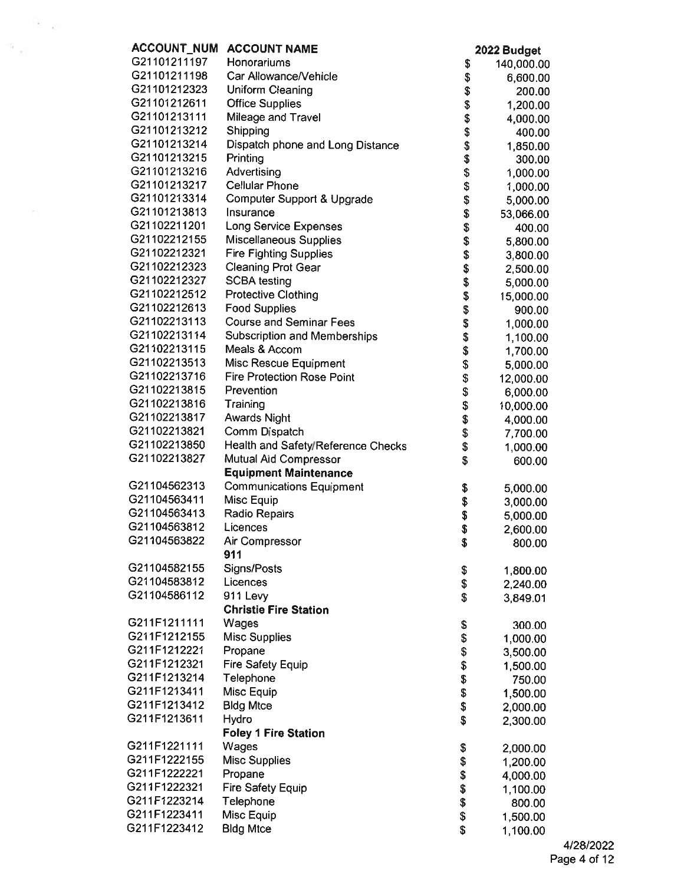| ACCOUNT_NUM | ACCOUNT NAME | 2022 Budget |
|---|---|---|
| G21101211197 | Honorariums | $ 140,000.00 |
| G21101211198 | Car Allowance/Vehicle | $ 6,600.00 |
| G21101212323 | Uniform Cleaning | $ 200.00 |
| G21101212611 | Office Supplies | $ 1,200.00 |
| G21101213111 | Mileage and Travel | $ 4,000.00 |
| G21101213212 | Shipping | $ 400.00 |
| G21101213214 | Dispatch phone and Long Distance | $ 1,850.00 |
| G21101213215 | Printing | $ 300.00 |
| G21101213216 | Advertising | $ 1,000.00 |
| G21101213217 | Cellular Phone | $ 1,000.00 |
| G21101213314 | Computer Support & Upgrade | $ 5,000.00 |
| G21101213813 | Insurance | $ 53,066.00 |
| G21102211201 | Long Service Expenses | $ 400.00 |
| G21102212155 | Miscellaneous Supplies | $ 5,800.00 |
| G21102212321 | Fire Fighting Supplies | $ 3,800.00 |
| G21102212323 | Cleaning Prot Gear | $ 2,500.00 |
| G21102212327 | SCBA testing | $ 5,000.00 |
| G21102212512 | Protective Clothing | $ 15,000.00 |
| G21102212613 | Food Supplies | $ 900.00 |
| G21102213113 | Course and Seminar Fees | $ 1,000.00 |
| G21102213114 | Subscription and Memberships | $ 1,100.00 |
| G21102213115 | Meals & Accom | $ 1,700.00 |
| G21102213513 | Misc Rescue Equipment | $ 5,000.00 |
| G21102213716 | Fire Protection Rose Point | $ 12,000.00 |
| G21102213815 | Prevention | $ 6,000.00 |
| G21102213816 | Training | $ 10,000.00 |
| G21102213817 | Awards Night | $ 4,000.00 |
| G21102213821 | Comm Dispatch | $ 7,700.00 |
| G21102213850 | Health and Safety/Reference Checks | $ 1,000.00 |
| G21102213827 | Mutual Aid Compressor | $ 600.00 |
| | **Equipment Maintenance** | |
| G21104562313 | Communications Equipment | $ 5,000.00 |
| G21104563411 | Misc Equip | $ 3,000.00 |
| G21104563413 | Radio Repairs | $ 5,000.00 |
| G21104563812 | Licences | $ 2,600.00 |
| G21104563822 | Air Compressor | $ 800.00 |
| | **911** | |
| G21104582155 | Signs/Posts | $ 1,800.00 |
| G21104583812 | Licences | $ 2,240.00 |
| G21104586112 | 911 Levy | $ 3,849.01 |
| | **Christie Fire Station** | |
| G211F1211111 | Wages | $ 300.00 |
| G211F1212155 | Misc Supplies | $ 1,000.00 |
| G211F1212221 | Propane | $ 3,500.00 |
| G211F1212321 | Fire Safety Equip | $ 1,500.00 |
| G211F1213214 | Telephone | $ 750.00 |
| G211F1213411 | Misc Equip | $ 1,500.00 |
| G211F1213412 | Bldg Mtce | $ 2,000.00 |
| G211F1213611 | Hydro | $ 2,300.00 |
| | **Foley 1 Fire Station** | |
| G211F1221111 | Wages | $ 2,000.00 |
| G211F1222155 | Misc Supplies | $ 1,200.00 |
| G211F1222221 | Propane | $ 4,000.00 |
| G211F1222321 | Fire Safety Equip | $ 1,100.00 |
| G211F1223214 | Telephone | $ 800.00 |
| G211F1223411 | Misc Equip | $ 1,500.00 |
| G211F1223412 | Bldg Mtce | $ 1,100.00 |

4/28/2022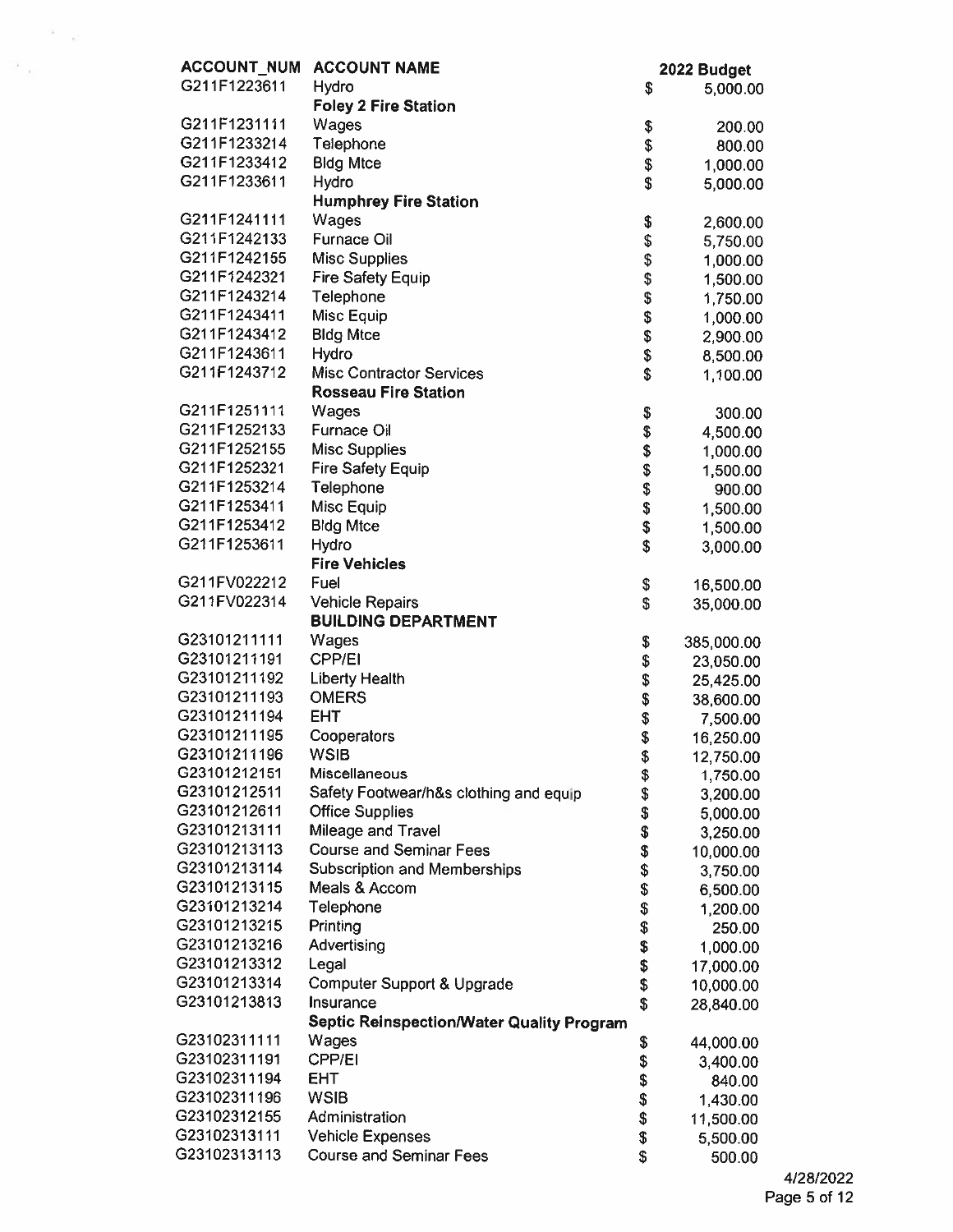| ACCOUNT_NUM | ACCOUNT NAME | 2022 Budget |
|---|---|---|
| G211F1223611 | Hydro | $ 5,000.00 |
| | **Foley 2 Fire Station** | |
| G211F1231111 | Wages | $ 200.00 |
| G211F1233214 | Telephone | $ 800.00 |
| G211F1233412 | Bldg Mtce | $ 1,000.00 |
| G211F1233611 | Hydro | $ 5,000.00 |
| | **Humphrey Fire Station** | |
| G211F1241111 | Wages | $ 2,600.00 |
| G211F1242133 | Furnace Oil | $ 5,750.00 |
| G211F1242155 | Misc Supplies | $ 1,000.00 |
| G211F1242321 | Fire Safety Equip | $ 1,500.00 |
| G211F1243214 | Telephone | $ 1,750.00 |
| G211F1243411 | Misc Equip | $ 1,000.00 |
| G211F1243412 | Bldg Mtce | $ 2,900.00 |
| G211F1243611 | Hydro | $ 8,500.00 |
| G211F1243712 | Misc Contractor Services | $ 1,100.00 |
| | **Rosseau Fire Station** | |
| G211F1251111 | Wages | $ 300.00 |
| G211F1252133 | Furnace Oil | $ 4,500.00 |
| G211F1252155 | Misc Supplies | $ 1,000.00 |
| G211F1252321 | Fire Safety Equip | $ 1,500.00 |
| G211F1253214 | Telephone | $ 900.00 |
| G211F1253411 | Misc Equip | $ 1,500.00 |
| G211F1253412 | Bldg Mtce | $ 1,500.00 |
| G211F1253611 | Hydro | $ 3,000.00 |
| | **Fire Vehicles** | |
| G211FV022212 | Fuel | $ 16,500.00 |
| G211FV022314 | Vehicle Repairs | $ 35,000.00 |
| | **BUILDING DEPARTMENT** | |
| G23101211111 | Wages | $ 385,000.00 |
| G23101211191 | CPP/EI | $ 23,050.00 |
| G23101211192 | Liberty Health | $ 25,425.00 |
| G23101211193 | OMERS | $ 38,600.00 |
| G23101211194 | EHT | $ 7,500.00 |
| G23101211195 | Cooperators | $ 16,250.00 |
| G23101211196 | WSIB | $ 12,750.00 |
| G23101212151 | Miscellaneous | $ 1,750.00 |
| G23101212511 | Safety Footwear/h&s clothing and equip | $ 3,200.00 |
| G23101212611 | Office Supplies | $ 5,000.00 |
| G23101213111 | Mileage and Travel | $ 3,250.00 |
| G23101213113 | Course and Seminar Fees | $ 10,000.00 |
| G23101213114 | Subscription and Memberships | $ 3,750.00 |
| G23101213115 | Meals & Accom | $ 6,500.00 |
| G23101213214 | Telephone | $ 1,200.00 |
| G23101213215 | Printing | $ 250.00 |
| G23101213216 | Advertising | $ 1,000.00 |
| G23101213312 | Legal | $ 17,000.00 |
| G23101213314 | Computer Support & Upgrade | $ 10,000.00 |
| G23101213813 | Insurance | $ 28,840.00 |
| | **Septic Reinspection/Water Quality Program** | |
| G23102311111 | Wages | $ 44,000.00 |
| G23102311191 | CPP/EI | $ 3,400.00 |
| G23102311194 | EHT | $ 840.00 |
| G23102311196 | WSIB | $ 1,430.00 |
| G23102312155 | Administration | $ 11,500.00 |
| G23102313111 | Vehicle Expenses | $ 5,500.00 |
| G23102313113 | Course and Seminar Fees | $ 500.00 |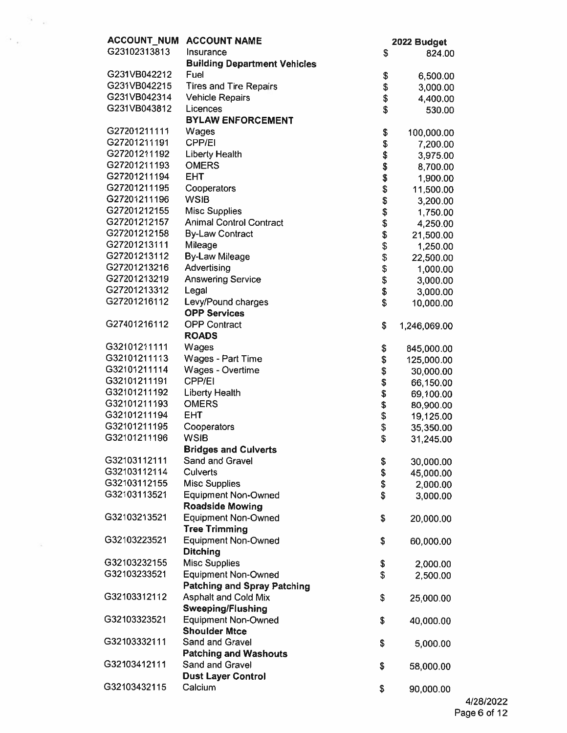| ACCOUNT_NUM | ACCOUNT NAME | 2022 Budget |
|---|---|---|
| G23102313813 | Insurance | $ 824.00 |
| | **Building Department Vehicles** | |
| G231VB042212 | Fuel | $ 6,500.00 |
| G231VB042215 | Tires and Tire Repairs | $ 3,000.00 |
| G231VB042314 | Vehicle Repairs | $ 4,400.00 |
| G231VB043812 | Licences | $ 530.00 |
| | **BYLAW ENFORCEMENT** | |
| G27201211111 | Wages | $ 100,000.00 |
| G27201211191 | CPP/EI | $ 7,200.00 |
| G27201211192 | Liberty Health | $ 3,975.00 |
| G27201211193 | OMERS | $ 8,700.00 |
| G27201211194 | EHT | $ 1,900.00 |
| G27201211195 | Cooperators | $ 11,500.00 |
| G27201211196 | WSIB | $ 3,200.00 |
| G27201212155 | Misc Supplies | $ 1,750.00 |
| G27201212157 | Animal Control Contract | $ 4,250.00 |
| G27201212158 | By-Law Contract | $ 21,500.00 |
| G27201213111 | Mileage | $ 1,250.00 |
| G27201213112 | By-Law Mileage | $ 22,500.00 |
| G27201213216 | Advertising | $ 1,000.00 |
| G27201213219 | Answering Service | $ 3,000.00 |
| G27201213312 | Legal | $ 3,000.00 |
| G27201216112 | Levy/Pound charges | $ 10,000.00 |
| | **OPP Services** | |
| G27401216112 | OPP Contract | $ 1,246,069.00 |
| | **ROADS** | |
| G32101211111 | Wages | $ 845,000.00 |
| G32101211113 | Wages - Part Time | $ 125,000.00 |
| G32101211114 | Wages - Overtime | $ 30,000.00 |
| G32101211191 | CPP/EI | $ 66,150.00 |
| G32101211192 | Liberty Health | $ 69,100.00 |
| G32101211193 | OMERS | $ 80,900.00 |
| G32101211194 | EHT | $ 19,125.00 |
| G32101211195 | Cooperators | $ 35,350.00 |
| G32101211196 | WSIB | $ 31,245.00 |
| | **Bridges and Culverts** | |
| G32103112111 | Sand and Gravel | $ 30,000.00 |
| G32103112114 | Culverts | $ 45,000.00 |
| G32103112155 | Misc Supplies | $ 2,000.00 |
| G32103113521 | Equipment Non-Owned | $ 3,000.00 |
| | **Roadside Mowing** | |
| G32103213521 | Equipment Non-Owned | $ 20,000.00 |
| | **Tree Trimming** | |
| G32103223521 | Equipment Non-Owned | $ 60,000.00 |
| | **Ditching** | |
| G32103232155 | Misc Supplies | $ 2,000.00 |
| G32103233521 | Equipment Non-Owned | $ 2,500.00 |
| | **Patching and Spray Patching** | |
| G32103312112 | Asphalt and Cold Mix | $ 25,000.00 |
| | **Sweeping/Flushing** | |
| G32103323521 | Equipment Non-Owned | $ 40,000.00 |
| | **Shoulder Mtce** | |
| G32103332111 | Sand and Gravel | $ 5,000.00 |
| | **Patching and Washouts** | |
| G32103412111 | Sand and Gravel | $ 58,000.00 |
| | **Dust Layer Control** | |
| G32103432115 | Calcium | $ 90,000.00 |

4/28/2022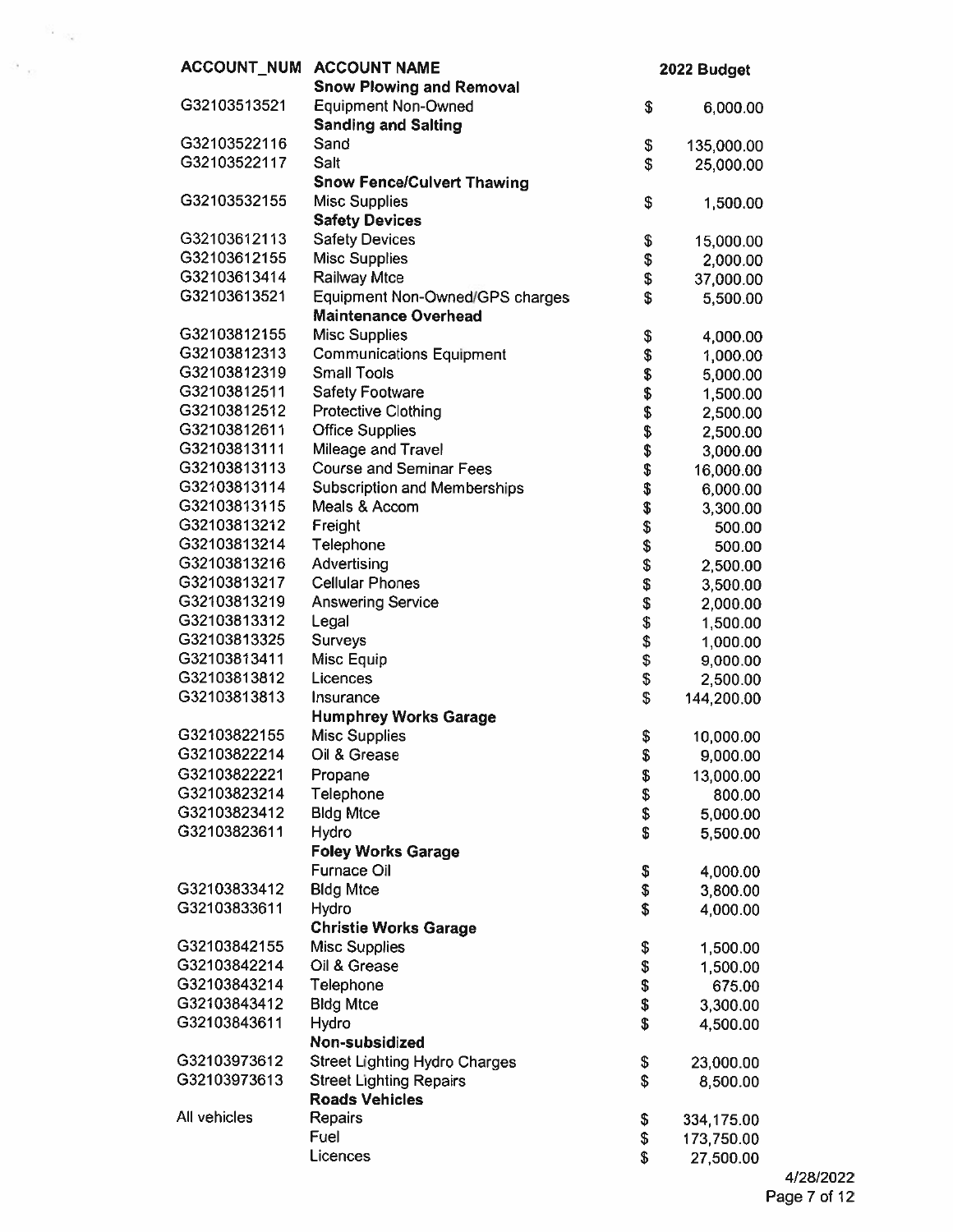| ACCOUNT_NUM | ACCOUNT NAME | 2022 Budget |
|---|---|---|
| | **Snow Plowing and Removal** | |
| G32103513521 | Equipment Non-Owned | $ 6,000.00 |
| | **Sanding and Salting** | |
| G32103522116 | Sand | $ 135,000.00 |
| G32103522117 | Salt | $ 25,000.00 |
| | **Snow Fence/Culvert Thawing** | |
| G32103532155 | Misc Supplies | $ 1,500.00 |
| | **Safety Devices** | |
| G32103612113 | Safety Devices | $ 15,000.00 |
| G32103612155 | Misc Supplies | $ 2,000.00 |
| G32103613414 | Railway Mtce | $ 37,000.00 |
| G32103613521 | Equipment Non-Owned/GPS charges | $ 5,500.00 |
| | **Maintenance Overhead** | |
| G32103812155 | Misc Supplies | $ 4,000.00 |
| G32103812313 | Communications Equipment | $ 1,000.00 |
| G32103812319 | Small Tools | $ 5,000.00 |
| G32103812511 | Safety Footware | $ 1,500.00 |
| G32103812512 | Protective Clothing | $ 2,500.00 |
| G32103812611 | Office Supplies | $ 2,500.00 |
| G32103813111 | Mileage and Travel | $ 3,000.00 |
| G32103813113 | Course and Seminar Fees | $ 16,000.00 |
| G32103813114 | Subscription and Memberships | $ 6,000.00 |
| G32103813115 | Meals & Accom | $ 3,300.00 |
| G32103813212 | Freight | $ 500.00 |
| G32103813214 | Telephone | $ 500.00 |
| G32103813216 | Advertising | $ 2,500.00 |
| G32103813217 | Cellular Phones | $ 3,500.00 |
| G32103813219 | Answering Service | $ 2,000.00 |
| G32103813312 | Legal | $ 1,500.00 |
| G32103813325 | Surveys | $ 1,000.00 |
| G32103813411 | Misc Equip | $ 9,000.00 |
| G32103813812 | Licences | $ 2,500.00 |
| G32103813813 | Insurance | $ 144,200.00 |
| | **Humphrey Works Garage** | |
| G32103822155 | Misc Supplies | $ 10,000.00 |
| G32103822214 | Oil & Grease | $ 9,000.00 |
| G32103822221 | Propane | $ 13,000.00 |
| G32103823214 | Telephone | $ 800.00 |
| G32103823412 | Bldg Mtce | $ 5,000.00 |
| G32103823611 | Hydro | $ 5,500.00 |
| | **Foley Works Garage** | |
| | Furnace Oil | $ 4,000.00 |
| G32103833412 | Bldg Mtce | $ 3,800.00 |
| G32103833611 | Hydro | $ 4,000.00 |
| | **Christie Works Garage** | |
| G32103842155 | Misc Supplies | $ 1,500.00 |
| G32103842214 | Oil & Grease | $ 1,500.00 |
| G32103843214 | Telephone | $ 675.00 |
| G32103843412 | Bldg Mtce | $ 3,300.00 |
| G32103843611 | Hydro | $ 4,500.00 |
| | **Non-subsidized** | |
| G32103973612 | Street Lighting Hydro Charges | $ 23,000.00 |
| G32103973613 | Street Lighting Repairs | $ 8,500.00 |
| | **Roads Vehicles** | |
| All vehicles | Repairs | $ 334,175.00 |
| | Fuel | $ 173,750.00 |
| | Licences | $ 27,500.00 |

4/28/2022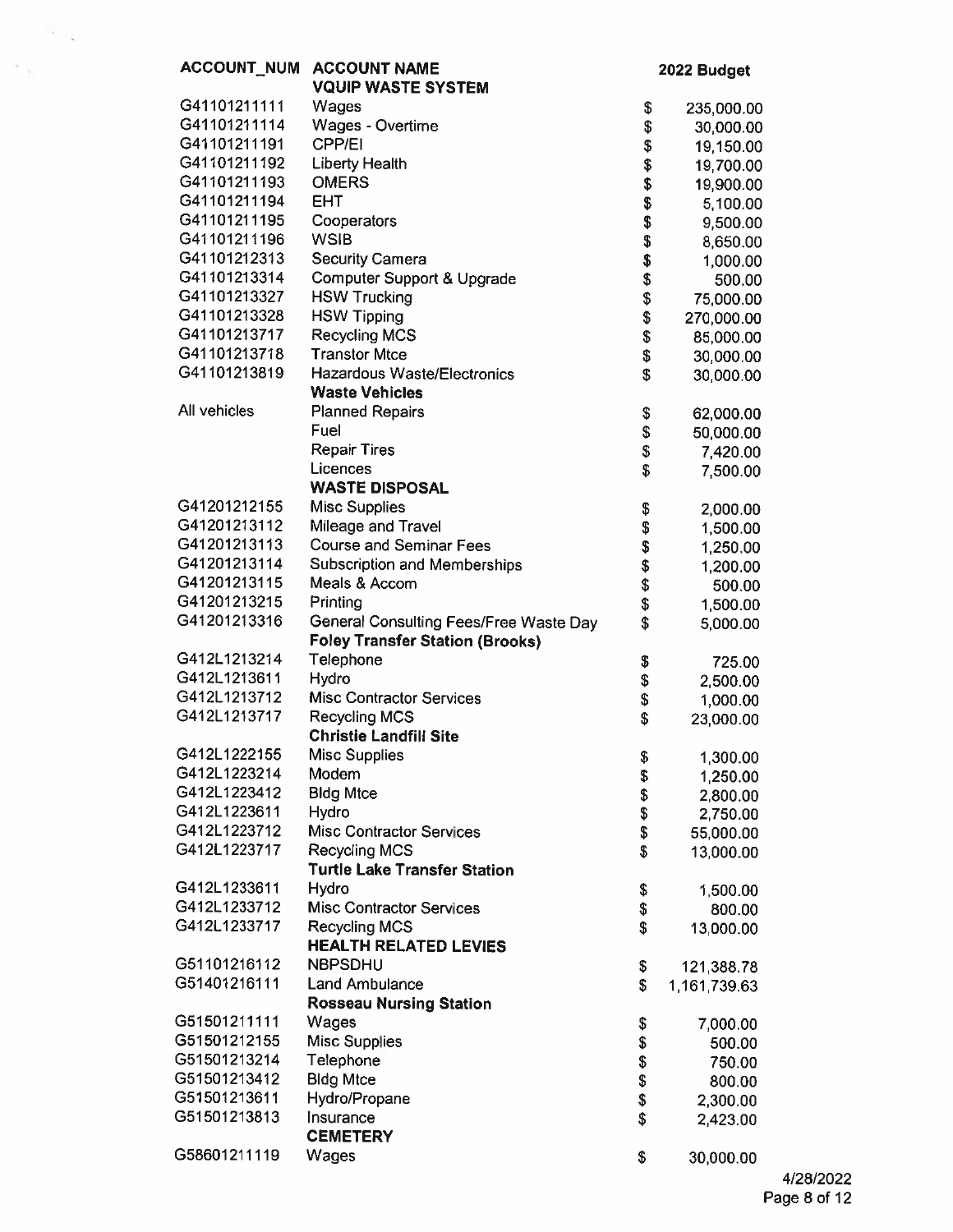| ACCOUNT_NUM | ACCOUNT NAME | 2022 Budget |
|---|---|---|
| | **VQUIP WASTE SYSTEM** | |
| G41101211111 | Wages | $ 235,000.00 |
| G41101211114 | Wages - Overtime | $ 30,000.00 |
| G41101211191 | CPP/EI | $ 19,150.00 |
| G41101211192 | Liberty Health | $ 19,700.00 |
| G41101211193 | OMERS | $ 19,900.00 |
| G41101211194 | EHT | $ 5,100.00 |
| G41101211195 | Cooperators | $ 9,500.00 |
| G41101211196 | WSIB | $ 8,650.00 |
| G41101212313 | Security Camera | $ 1,000.00 |
| G41101213314 | Computer Support & Upgrade | $ 500.00 |
| G41101213327 | HSW Trucking | $ 75,000.00 |
| G41101213328 | HSW Tipping | $ 270,000.00 |
| G41101213717 | Recycling MCS | $ 85,000.00 |
| G41101213718 | Transtor Mtce | $ 30,000.00 |
| G41101213819 | Hazardous Waste/Electronics | $ 30,000.00 |
| | **Waste Vehicles** | |
| All vehicles | Planned Repairs | $ 62,000.00 |
| | Fuel | $ 50,000.00 |
| | Repair Tires | $ 7,420.00 |
| | Licences | $ 7,500.00 |
| | **WASTE DISPOSAL** | |
| G41201212155 | Misc Supplies | $ 2,000.00 |
| G41201213112 | Mileage and Travel | $ 1,500.00 |
| G41201213113 | Course and Seminar Fees | $ 1,250.00 |
| G41201213114 | Subscription and Memberships | $ 1,200.00 |
| G41201213115 | Meals & Accom | $ 500.00 |
| G41201213215 | Printing | $ 1,500.00 |
| G41201213316 | General Consulting Fees/Free Waste Day | $ 5,000.00 |
| | **Foley Transfer Station (Brooks)** | |
| G412L1213214 | Telephone | $ 725.00 |
| G412L1213611 | Hydro | $ 2,500.00 |
| G412L1213712 | Misc Contractor Services | $ 1,000.00 |
| G412L1213717 | Recycling MCS | $ 23,000.00 |
| | **Christie Landfill Site** | |
| G412L1222155 | Misc Supplies | $ 1,300.00 |
| G412L1223214 | Modem | $ 1,250.00 |
| G412L1223412 | Bldg Mtce | $ 2,800.00 |
| G412L1223611 | Hydro | $ 2,750.00 |
| G412L1223712 | Misc Contractor Services | $ 55,000.00 |
| G412L1223717 | Recycling MCS | $ 13,000.00 |
| | **Turtle Lake Transfer Station** | |
| G412L1233611 | Hydro | $ 1,500.00 |
| G412L1233712 | Misc Contractor Services | $ 800.00 |
| G412L1233717 | Recycling MCS | $ 13,000.00 |
| | **HEALTH RELATED LEVIES** | |
| G51101216112 | NBPSDHU | $ 121,388.78 |
| G51401216111 | Land Ambulance | $ 1,161,739.63 |
| | **Rosseau Nursing Station** | |
| G51501211111 | Wages | $ 7,000.00 |
| G51501212155 | Misc Supplies | $ 500.00 |
| G51501213214 | Telephone | $ 750.00 |
| G51501213412 | Bldg Mtce | $ 800.00 |
| G51501213611 | Hydro/Propane | $ 2,300.00 |
| G51501213813 | Insurance | $ 2,423.00 |
| | **CEMETERY** | |
| G58601211119 | Wages | $ 30,000.00 |

4/28/2022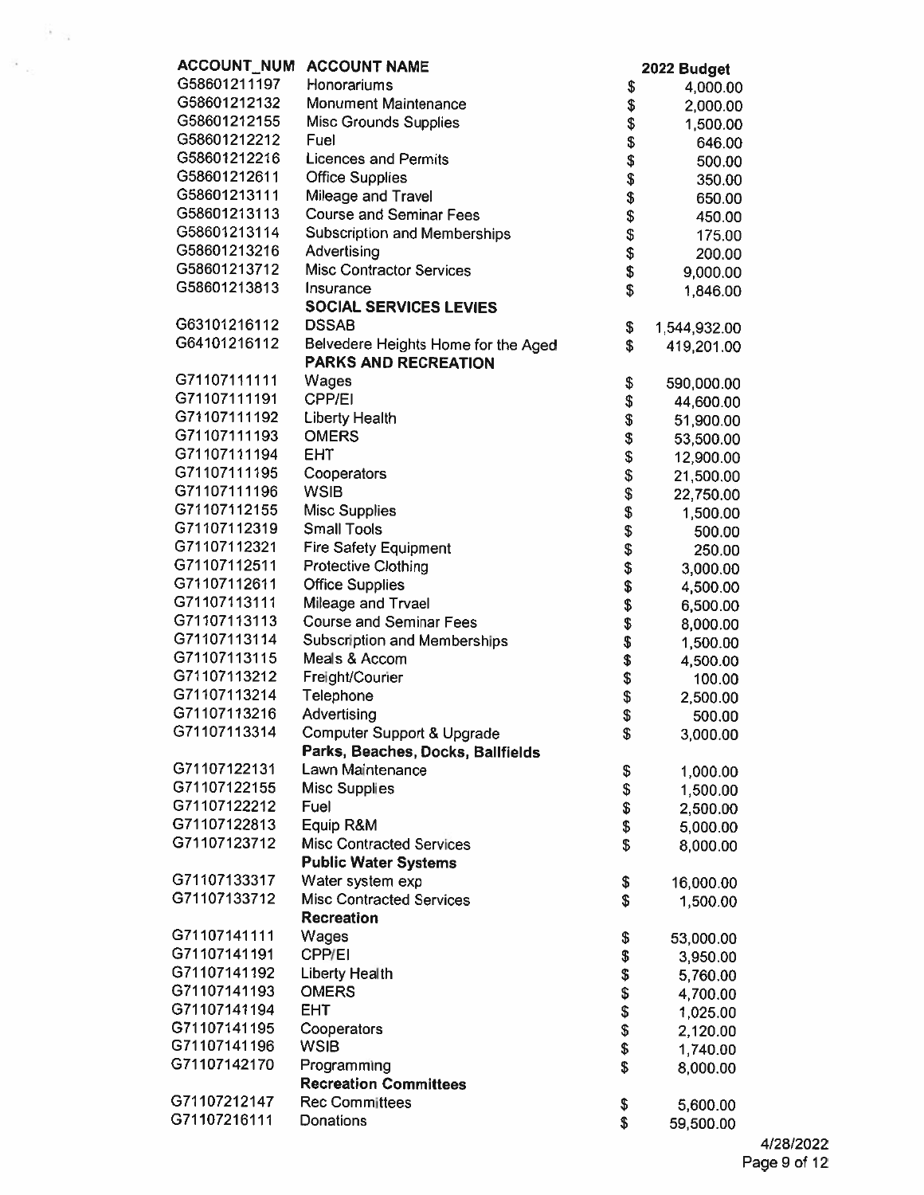| ACCOUNT_NUM | ACCOUNT NAME | | 2022 Budget |
|---|---|---|---|
| G58601211197 | Honorariums | $ | 4,000.00 |
| G58601212132 | Monument Maintenance | $ | 2,000.00 |
| G58601212155 | Misc Grounds Supplies | $ | 1,500.00 |
| G58601212212 | Fuel | $ | 646.00 |
| G58601212216 | Licences and Permits | $ | 500.00 |
| G58601212611 | Office Supplies | $ | 350.00 |
| G58601213111 | Mileage and Travel | $ | 650.00 |
| G58601213113 | Course and Seminar Fees | $ | 450.00 |
| G58601213114 | Subscription and Memberships | $ | 175.00 |
| G58601213216 | Advertising | $ | 200.00 |
| G58601213712 | Misc Contractor Services | $ | 9,000.00 |
| G58601213813 | Insurance | $ | 1,846.00 |
| | **SOCIAL SERVICES LEVIES** | | |
| G63101216112 | DSSAB | $ | 1,544,932.00 |
| G64101216112 | Belvedere Heights Home for the Aged | $ | 419,201.00 |
| | **PARKS AND RECREATION** | | |
| G71107111111 | Wages | $ | 590,000.00 |
| G71107111191 | CPP/EI | $ | 44,600.00 |
| G71107111192 | Liberty Health | $ | 51,900.00 |
| G71107111193 | OMERS | $ | 53,500.00 |
| G71107111194 | EHT | $ | 12,900.00 |
| G71107111195 | Cooperators | $ | 21,500.00 |
| G71107111196 | WSIB | $ | 22,750.00 |
| G71107112155 | Misc Supplies | $ | 1,500.00 |
| G71107112319 | Small Tools | $ | 500.00 |
| G71107112321 | Fire Safety Equipment | $ | 250.00 |
| G71107112511 | Protective Clothing | $ | 3,000.00 |
| G71107112611 | Office Supplies | $ | 4,500.00 |
| G71107113111 | Mileage and Trvael | $ | 6,500.00 |
| G71107113113 | Course and Seminar Fees | $ | 8,000.00 |
| G71107113114 | Subscription and Memberships | $ | 1,500.00 |
| G71107113115 | Meals & Accom | $ | 4,500.00 |
| G71107113212 | Freight/Courier | $ | 100.00 |
| G71107113214 | Telephone | $ | 2,500.00 |
| G71107113216 | Advertising | $ | 500.00 |
| G71107113314 | Computer Support & Upgrade | $ | 3,000.00 |
| | **Parks, Beaches, Docks, Ballfields** | | |
| G71107122131 | Lawn Maintenance | $ | 1,000.00 |
| G71107122155 | Misc Supplies | $ | 1,500.00 |
| G71107122212 | Fuel | $ | 2,500.00 |
| G71107122813 | Equip R&M | $ | 5,000.00 |
| G71107123712 | Misc Contracted Services | $ | 8,000.00 |
| | **Public Water Systems** | | |
| G71107133317 | Water system exp | $ | 16,000.00 |
| G71107133712 | Misc Contracted Services | $ | 1,500.00 |
| | **Recreation** | | |
| G71107141111 | Wages | $ | 53,000.00 |
| G71107141191 | CPP/EI | $ | 3,950.00 |
| G71107141192 | Liberty Health | $ | 5,760.00 |
| G71107141193 | OMERS | $ | 4,700.00 |
| G71107141194 | EHT | $ | 1,025.00 |
| G71107141195 | Cooperators | $ | 2,120.00 |
| G71107141196 | WSIB | $ | 1,740.00 |
| G71107142170 | Programming | $ | 8,000.00 |
| | **Recreation Committees** | | |
| G71107212147 | Rec Committees | $ | 5,600.00 |
| G71107216111 | Donations | $ | 59,500.00 |

4/28/2022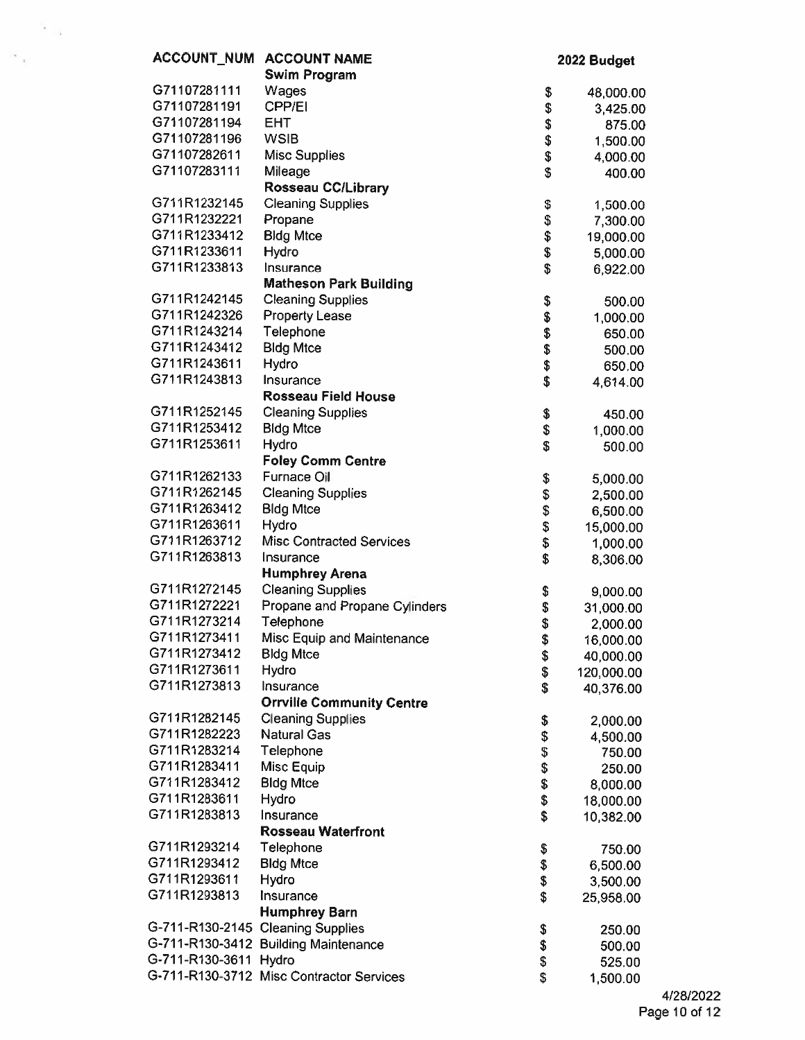| ACCOUNT_NUM | ACCOUNT NAME | 2022 Budget |
|---|---|---|
| | **Swim Program** | |
| G71107281111 | Wages | $ 48,000.00 |
| G71107281191 | CPP/EI | $ 3,425.00 |
| G71107281194 | EHT | $ 875.00 |
| G71107281196 | WSIB | $ 1,500.00 |
| G71107282611 | Misc Supplies | $ 4,000.00 |
| G71107283111 | Mileage | $ 400.00 |
| | **Rosseau CC/Library** | |
| G711R1232145 | Cleaning Supplies | $ 1,500.00 |
| G711R1232221 | Propane | $ 7,300.00 |
| G711R1233412 | Bldg Mtce | $ 19,000.00 |
| G711R1233611 | Hydro | $ 5,000.00 |
| G711R1233813 | Insurance | $ 6,922.00 |
| | **Matheson Park Building** | |
| G711R1242145 | Cleaning Supplies | $ 500.00 |
| G711R1242326 | Property Lease | $ 1,000.00 |
| G711R1243214 | Telephone | $ 650.00 |
| G711R1243412 | Bldg Mtce | $ 500.00 |
| G711R1243611 | Hydro | $ 650.00 |
| G711R1243813 | Insurance | $ 4,614.00 |
| | **Rosseau Field House** | |
| G711R1252145 | Cleaning Supplies | $ 450.00 |
| G711R1253412 | Bldg Mtce | $ 1,000.00 |
| G711R1253611 | Hydro | $ 500.00 |
| | **Foley Comm Centre** | |
| G711R1262133 | Furnace Oil | $ 5,000.00 |
| G711R1262145 | Cleaning Supplies | $ 2,500.00 |
| G711R1263412 | Bldg Mtce | $ 6,500.00 |
| G711R1263611 | Hydro | $ 15,000.00 |
| G711R1263712 | Misc Contracted Services | $ 1,000.00 |
| G711R1263813 | Insurance | $ 8,306.00 |
| | **Humphrey Arena** | |
| G711R1272145 | Cleaning Supplies | $ 9,000.00 |
| G711R1272221 | Propane and Propane Cylinders | $ 31,000.00 |
| G711R1273214 | Telephone | $ 2,000.00 |
| G711R1273411 | Misc Equip and Maintenance | $ 16,000.00 |
| G711R1273412 | Bldg Mtce | $ 40,000.00 |
| G711R1273611 | Hydro | $ 120,000.00 |
| G711R1273813 | Insurance | $ 40,376.00 |
| | **Orrville Community Centre** | |
| G711R1282145 | Cleaning Supplies | $ 2,000.00 |
| G711R1282223 | Natural Gas | $ 4,500.00 |
| G711R1283214 | Telephone | $ 750.00 |
| G711R1283411 | Misc Equip | $ 250.00 |
| G711R1283412 | Bldg Mtce | $ 8,000.00 |
| G711R1283611 | Hydro | $ 18,000.00 |
| G711R1283813 | Insurance | $ 10,382.00 |
| | **Rosseau Waterfront** | |
| G711R1293214 | Telephone | $ 750.00 |
| G711R1293412 | Bldg Mtce | $ 6,500.00 |
| G711R1293611 | Hydro | $ 3,500.00 |
| G711R1293813 | Insurance | $ 25,958.00 |
| | **Humphrey Barn** | |
| G-711-R130-2145 | Cleaning Supplies | $ 250.00 |
| G-711-R130-3412 | Building Maintenance | $ 500.00 |
| G-711-R130-3611 | Hydro | $ 525.00 |
| G-711-R130-3712 | Misc Contractor Services | $ 1,500.00 |

4/28/2022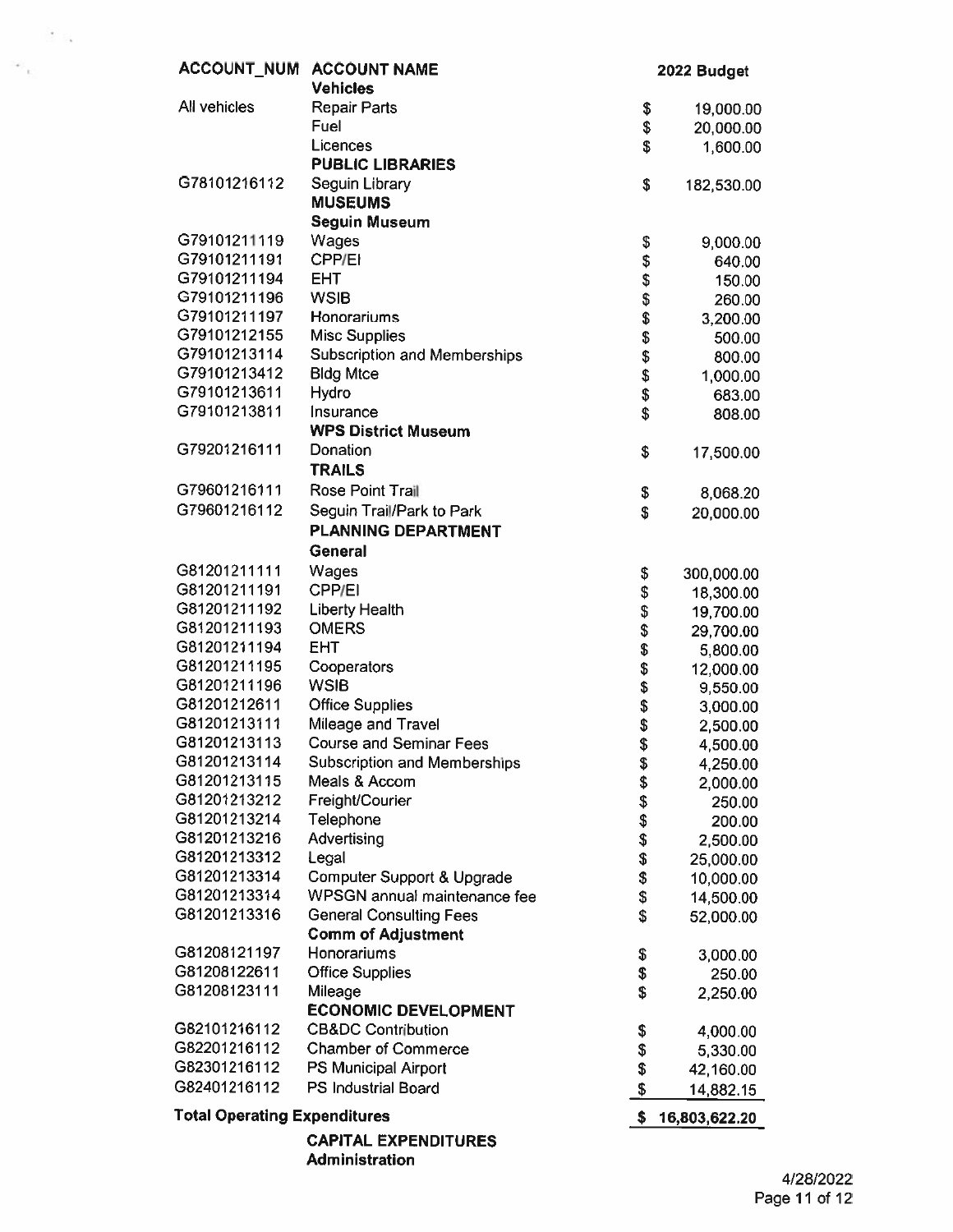| ACCOUNT_NUM | ACCOUNT NAME | 2022 Budget |
|---|---|---|
| | **Vehicles** | |
| All vehicles | Repair Parts | $ 19,000.00 |
| | Fuel | $ 20,000.00 |
| | Licences | $ 1,600.00 |
| | **PUBLIC LIBRARIES** | |
| G78101216112 | Seguin Library | $ 182,530.00 |
| | **MUSEUMS** | |
| | **Seguin Museum** | |
| G79101211119 | Wages | $ 9,000.00 |
| G79101211191 | CPP/EI | $ 640.00 |
| G79101211194 | EHT | $ 150.00 |
| G79101211196 | WSIB | $ 260.00 |
| G79101211197 | Honorariums | $ 3,200.00 |
| G79101212155 | Misc Supplies | $ 500.00 |
| G79101213114 | Subscription and Memberships | $ 800.00 |
| G79101213412 | Bldg Mtce | $ 1,000.00 |
| G79101213611 | Hydro | $ 683.00 |
| G79101213811 | Insurance | $ 808.00 |
| | **WPS District Museum** | |
| G79201216111 | Donation | $ 17,500.00 |
| | **TRAILS** | |
| G79601216111 | Rose Point Trail | $ 8,068.20 |
| G79601216112 | Seguin Trail/Park to Park | $ 20,000.00 |
| | **PLANNING DEPARTMENT** | |
| | **General** | |
| G81201211111 | Wages | $ 300,000.00 |
| G81201211191 | CPP/EI | $ 18,300.00 |
| G81201211192 | Liberty Health | $ 19,700.00 |
| G81201211193 | OMERS | $ 29,700.00 |
| G81201211194 | EHT | $ 5,800.00 |
| G81201211195 | Cooperators | $ 12,000.00 |
| G81201211196 | WSIB | $ 9,550.00 |
| G81201212611 | Office Supplies | $ 3,000.00 |
| G81201213111 | Mileage and Travel | $ 2,500.00 |
| G81201213113 | Course and Seminar Fees | $ 4,500.00 |
| G81201213114 | Subscription and Memberships | $ 4,250.00 |
| G81201213115 | Meals & Accom | $ 2,000.00 |
| G81201213212 | Freight/Courier | $ 250.00 |
| G81201213214 | Telephone | $ 200.00 |
| G81201213216 | Advertising | $ 2,500.00 |
| G81201213312 | Legal | $ 25,000.00 |
| G81201213314 | Computer Support & Upgrade | $ 10,000.00 |
| G81201213314 | WPSGN annual maintenance fee | $ 14,500.00 |
| G81201213316 | General Consulting Fees | $ 52,000.00 |
| | **Comm of Adjustment** | |
| G81208121197 | Honorariums | $ 3,000.00 |
| G81208122611 | Office Supplies | $ 250.00 |
| G81208123111 | Mileage | $ 2,250.00 |
| | **ECONOMIC DEVELOPMENT** | |
| G82101216112 | CB&DC Contribution | $ 4,000.00 |
| G82201216112 | Chamber of Commerce | $ 5,330.00 |
| G82301216112 | PS Municipal Airport | $ 42,160.00 |
| G82401216112 | PS Industrial Board | $ 14,882.15 |
| **Total Operating Expenditures** | | **$ 16,803,622.20** |
| | **CAPITAL EXPENDITURES** | |
| | **Administration** | |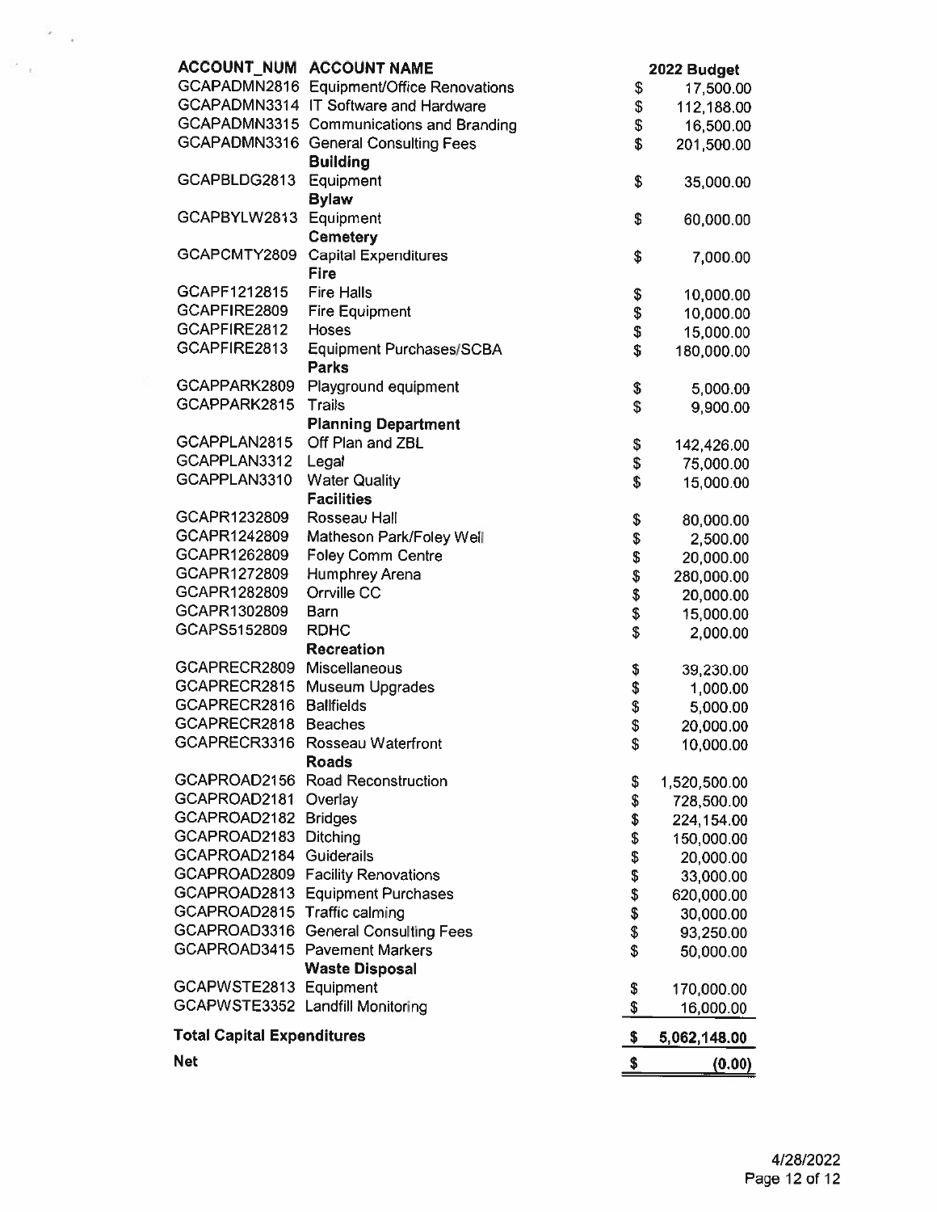| ACCOUNT_NUM | ACCOUNT NAME | 2022 Budget |
|---|---|---|
| GCAPADMN2816 | Equipment/Office Renovations | $ 17,500.00 |
| GCAPADMN3314 | IT Software and Hardware | $ 112,188.00 |
| GCAPADMN3315 | Communications and Branding | $ 16,500.00 |
| GCAPADMN3316 | General Consulting Fees | $ 201,500.00 |
| | **Building** | |
| GCAPBLDG2813 | Equipment | $ 35,000.00 |
| | **Bylaw** | |
| GCAPBYLW2813 | Equipment | $ 60,000.00 |
| | **Cemetery** | |
| GCAPCMTY2809 | Capital Expenditures | $ 7,000.00 |
| | **Fire** | |
| GCAPF1212815 | Fire Halls | $ 10,000.00 |
| GCAPFIRE2809 | Fire Equipment | $ 10,000.00 |
| GCAPFIRE2812 | Hoses | $ 15,000.00 |
| GCAPFIRE2813 | Equipment Purchases/SCBA | $ 180,000.00 |
| | **Parks** | |
| GCAPPARK2809 | Playground equipment | $ 5,000.00 |
| GCAPPARK2815 | Trails | $ 9,900.00 |
| | **Planning Department** | |
| GCAPPLAN2815 | Off Plan and ZBL | $ 142,426.00 |
| GCAPPLAN3312 | Legal | $ 75,000.00 |
| GCAPPLAN3310 | Water Quality | $ 15,000.00 |
| | **Facilities** | |
| GCAPR1232809 | Rosseau Hall | $ 80,000.00 |
| GCAPR1242809 | Matheson Park/Foley Well | $ 2,500.00 |
| GCAPR1262809 | Foley Comm Centre | $ 20,000.00 |
| GCAPR1272809 | Humphrey Arena | $ 280,000.00 |
| GCAPR1282809 | Orrville CC | $ 20,000.00 |
| GCAPR1302809 | Barn | $ 15,000.00 |
| GCAPS5152809 | RDHC | $ 2,000.00 |
| | **Recreation** | |
| GCAPRECR2809 | Miscellaneous | $ 39,230.00 |
| GCAPRECR2815 | Museum Upgrades | $ 1,000.00 |
| GCAPRECR2816 | Ballfields | $ 5,000.00 |
| GCAPRECR2818 | Beaches | $ 20,000.00 |
| GCAPRECR3316 | Rosseau Waterfront | $ 10,000.00 |
| | **Roads** | |
| GCAPROAD2156 | Road Reconstruction | $ 1,520,500.00 |
| GCAPROAD2181 | Overlay | $ 728,500.00 |
| GCAPROAD2182 | Bridges | $ 224,154.00 |
| GCAPROAD2183 | Ditching | $ 150,000.00 |
| GCAPROAD2184 | Guiderails | $ 20,000.00 |
| GCAPROAD2809 | Facility Renovations | $ 33,000.00 |
| GCAPROAD2813 | Equipment Purchases | $ 620,000.00 |
| GCAPROAD2815 | Traffic calming | $ 30,000.00 |
| GCAPROAD3316 | General Consulting Fees | $ 93,250.00 |
| GCAPROAD3415 | Pavement Markers | $ 50,000.00 |
| | **Waste Disposal** | |
| GCAPWSTE2813 | Equipment | $ 170,000.00 |
| GCAPWSTE3352 | Landfill Monitoring | $ 16,000.00 |
| **Total Capital Expenditures** | | **$ 5,062,148.00** |
| **Net** | | **$ (0.00)** |

4/28/2022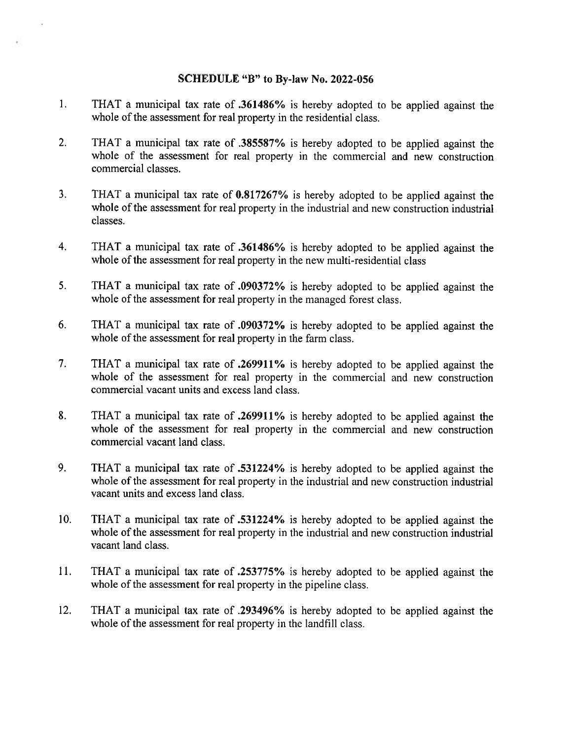## SCHEDULE "B" to By-law No. 2022-056

1. THAT a municipal tax rate of **.361486%** is hereby adopted to be applied against the whole of the assessment for real property in the residential class.

2. THAT a municipal tax rate of **.385587%** is hereby adopted to be applied against the whole of the assessment for real property in the commercial and new construction commercial classes.

3. THAT a municipal tax rate of **0.817267%** is hereby adopted to be applied against the whole of the assessment for real property in the industrial and new construction industrial classes.

4. THAT a municipal tax rate of **.361486%** is hereby adopted to be applied against the whole of the assessment for real property in the new multi-residential class

5. THAT a municipal tax rate of **.090372%** is hereby adopted to be applied against the whole of the assessment for real property in the managed forest class.

6. THAT a municipal tax rate of **.090372%** is hereby adopted to be applied against the whole of the assessment for real property in the farm class.

7. THAT a municipal tax rate of **.269911%** is hereby adopted to be applied against the whole of the assessment for real property in the commercial and new construction commercial vacant units and excess land class.

8. THAT a municipal tax rate of **.269911%** is hereby adopted to be applied against the whole of the assessment for real property in the commercial and new construction commercial vacant land class.

9. THAT a municipal tax rate of **.531224%** is hereby adopted to be applied against the whole of the assessment for real property in the industrial and new construction industrial vacant units and excess land class.

10. THAT a municipal tax rate of **.531224%** is hereby adopted to be applied against the whole of the assessment for real property in the industrial and new construction industrial vacant land class.

11. THAT a municipal tax rate of **.253775%** is hereby adopted to be applied against the whole of the assessment for real property in the pipeline class.

12. THAT a municipal tax rate of **.293496%** is hereby adopted to be applied against the whole of the assessment for real property in the landfill class.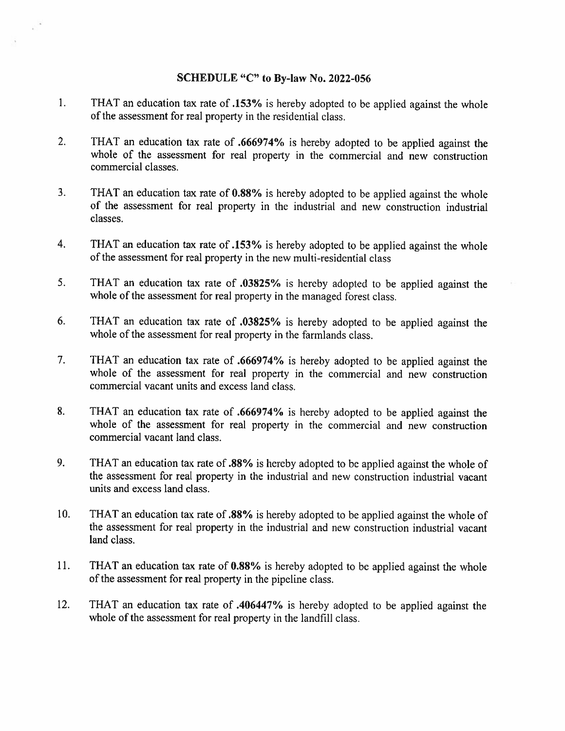## SCHEDULE "C" to By-law No. 2022-056

1. THAT an education tax rate of **.153%** is hereby adopted to be applied against the whole of the assessment for real property in the residential class.

2. THAT an education tax rate of **.666974%** is hereby adopted to be applied against the whole of the assessment for real property in the commercial and new construction commercial classes.

3. THAT an education tax rate of **0.88%** is hereby adopted to be applied against the whole of the assessment for real property in the industrial and new construction industrial classes.

4. THAT an education tax rate of **.153%** is hereby adopted to be applied against the whole of the assessment for real property in the new multi-residential class

5. THAT an education tax rate of **.03825%** is hereby adopted to be applied against the whole of the assessment for real property in the managed forest class.

6. THAT an education tax rate of **.03825%** is hereby adopted to be applied against the whole of the assessment for real property in the farmlands class.

7. THAT an education tax rate of **.666974%** is hereby adopted to be applied against the whole of the assessment for real property in the commercial and new construction commercial vacant units and excess land class.

8. THAT an education tax rate of **.666974%** is hereby adopted to be applied against the whole of the assessment for real property in the commercial and new construction commercial vacant land class.

9. THAT an education tax rate of **.88%** is hereby adopted to be applied against the whole of the assessment for real property in the industrial and new construction industrial vacant units and excess land class.

10. THAT an education tax rate of **.88%** is hereby adopted to be applied against the whole of the assessment for real property in the industrial and new construction industrial vacant land class.

11. THAT an education tax rate of **0.88%** is hereby adopted to be applied against the whole of the assessment for real property in the pipeline class.

12. THAT an education tax rate of **.406447%** is hereby adopted to be applied against the whole of the assessment for real property in the landfill class.